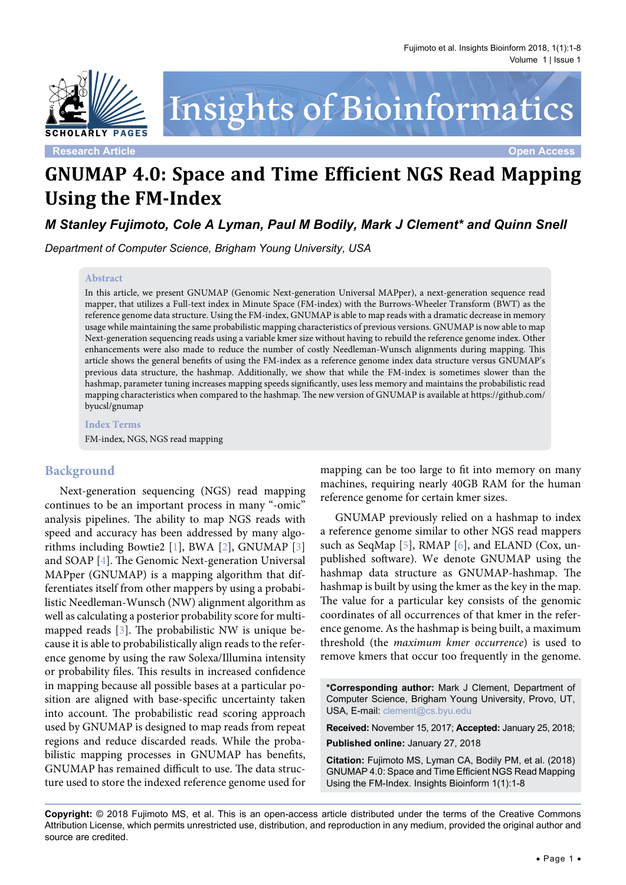Research Article | Open Access

# GNUMAP 4.0: Space and Time Efficient NGS Read Mapping Using the FM-Index

***M Stanley Fujimoto, Cole A Lyman, Paul M Bodily, Mark J Clement\* and Quinn Snell***

*Department of Computer Science, Brigham Young University, USA*

## Abstract

In this article, we present GNUMAP (Genomic Next-generation Universal MAPper), a next-generation sequence read mapper, that utilizes a Full-text index in Minute Space (FM-index) with the Burrows-Wheeler Transform (BWT) as the reference genome data structure. Using the FM-index, GNUMAP is able to map reads with a dramatic decrease in memory usage while maintaining the same probabilistic mapping characteristics of previous versions. GNUMAP is now able to map Next-generation sequencing reads using a variable kmer size without having to rebuild the reference genome index. Other enhancements were also made to reduce the number of costly Needleman-Wunsch alignments during mapping. This article shows the general benefits of using the FM-index as a reference genome index data structure versus GNUMAP's previous data structure, the hashmap. Additionally, we show that while the FM-index is sometimes slower than the hashmap, parameter tuning increases mapping speeds significantly, uses less memory and maintains the probabilistic read mapping characteristics when compared to the hashmap. The new version of GNUMAP is available at https://github.com/byucsl/gnumap

### Index Terms

FM-index, NGS, NGS read mapping

## Background

Next-generation sequencing (NGS) read mapping continues to be an important process in many "-omic" analysis pipelines. The ability to map NGS reads with speed and accuracy has been addressed by many algorithms including Bowtie2 [1], BWA [2], GNUMAP [3] and SOAP [4]. The Genomic Next-generation Universal MAPper (GNUMAP) is a mapping algorithm that differentiates itself from other mappers by using a probabilistic Needleman-Wunsch (NW) alignment algorithm as well as calculating a posterior probability score for multi-mapped reads [3]. The probabilistic NW is unique because it is able to probabilistically align reads to the reference genome by using the raw Solexa/Illumina intensity or probability files. This results in increased confidence in mapping because all possible bases at a particular position are aligned with base-specific uncertainty taken into account. The probabilistic read scoring approach used by GNUMAP is designed to map reads from repeat regions and reduce discarded reads. While the probabilistic mapping processes in GNUMAP has benefits, GNUMAP has remained difficult to use. The data structure used to store the indexed reference genome used for mapping can be too large to fit into memory on many machines, requiring nearly 40GB RAM for the human reference genome for certain kmer sizes.

GNUMAP previously relied on a hashmap to index a reference genome similar to other NGS read mappers such as SeqMap [5], RMAP [6], and ELAND (Cox, unpublished software). We denote GNUMAP using the hashmap data structure as GNUMAP-hashmap. The hashmap is built by using the kmer as the key in the map. The value for a particular key consists of the genomic coordinates of all occurrences of that kmer in the reference genome. As the hashmap is being built, a maximum threshold (the *maximum kmer occurrence*) is used to remove kmers that occur too frequently in the genome.

**\*Corresponding author:** Mark J Clement, Department of Computer Science, Brigham Young University, Provo, UT, USA, E-mail: clement@cs.byu.edu

**Received:** November 15, 2017; **Accepted:** January 25, 2018; **Published online:** January 27, 2018

**Citation:** Fujimoto MS, Lyman CA, Bodily PM, et al. (2018) GNUMAP 4.0: Space and Time Efficient NGS Read Mapping Using the FM-Index. Insights Bioinform 1(1):1-8

**Copyright:** © 2018 Fujimoto MS, et al. This is an open-access article distributed under the terms of the Creative Commons Attribution License, which permits unrestricted use, distribution, and reproduction in any medium, provided the original author and source are credited.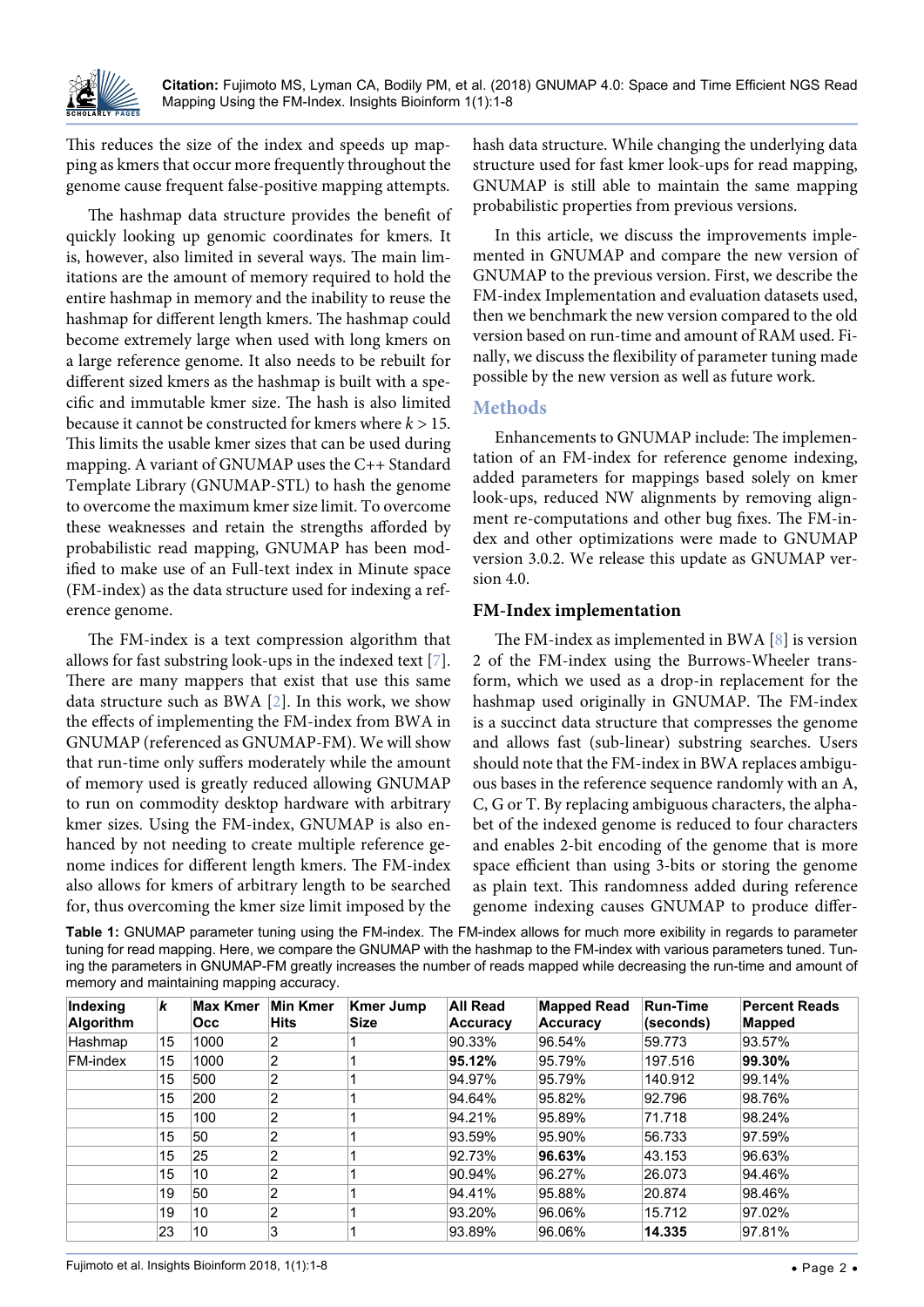This reduces the size of the index and speeds up mapping as kmers that occur more frequently throughout the genome cause frequent false-positive mapping attempts.

The hashmap data structure provides the benefit of quickly looking up genomic coordinates for kmers. It is, however, also limited in several ways. The main limitations are the amount of memory required to hold the entire hashmap in memory and the inability to reuse the hashmap for different length kmers. The hashmap could become extremely large when used with long kmers on a large reference genome. It also needs to be rebuilt for different sized kmers as the hashmap is built with a specific and immutable kmer size. The hash is also limited because it cannot be constructed for kmers where $k > 15$. This limits the usable kmer sizes that can be used during mapping. A variant of GNUMAP uses the C++ Standard Template Library (GNUMAP-STL) to hash the genome to overcome the maximum kmer size limit. To overcome these weaknesses and retain the strengths afforded by probabilistic read mapping, GNUMAP has been modified to make use of an Full-text index in Minute space (FM-index) as the data structure used for indexing a reference genome.

The FM-index is a text compression algorithm that allows for fast substring look-ups in the indexed text [7]. There are many mappers that exist that use this same data structure such as BWA [2]. In this work, we show the effects of implementing the FM-index from BWA in GNUMAP (referenced as GNUMAP-FM). We will show that run-time only suffers moderately while the amount of memory used is greatly reduced allowing GNUMAP to run on commodity desktop hardware with arbitrary kmer sizes. Using the FM-index, GNUMAP is also enhanced by not needing to create multiple reference genome indices for different length kmers. The FM-index also allows for kmers of arbitrary length to be searched for, thus overcoming the kmer size limit imposed by the hash data structure. While changing the underlying data structure used for fast kmer look-ups for read mapping, GNUMAP is still able to maintain the same mapping probabilistic properties from previous versions.

In this article, we discuss the improvements implemented in GNUMAP and compare the new version of GNUMAP to the previous version. First, we describe the FM-index Implementation and evaluation datasets used, then we benchmark the new version compared to the old version based on run-time and amount of RAM used. Finally, we discuss the flexibility of parameter tuning made possible by the new version as well as future work.

## Methods

Enhancements to GNUMAP include: The implementation of an FM-index for reference genome indexing, added parameters for mappings based solely on kmer look-ups, reduced NW alignments by removing alignment re-computations and other bug fixes. The FM-index and other optimizations were made to GNUMAP version 3.0.2. We release this update as GNUMAP version 4.0.

### FM-Index implementation

The FM-index as implemented in BWA [8] is version 2 of the FM-index using the Burrows-Wheeler transform, which we used as a drop-in replacement for the hashmap used originally in GNUMAP. The FM-index is a succinct data structure that compresses the genome and allows fast (sub-linear) substring searches. Users should note that the FM-index in BWA replaces ambiguous bases in the reference sequence randomly with an A, C, G or T. By replacing ambiguous characters, the alphabet of the indexed genome is reduced to four characters and enables 2-bit encoding of the genome that is more space efficient than using 3-bits or storing the genome as plain text. This randomness added during reference genome indexing causes GNUMAP to produce differ-

**Table 1:** GNUMAP parameter tuning using the FM-index. The FM-index allows for much more exibility in regards to parameter tuning for read mapping. Here, we compare the GNUMAP with the hashmap to the FM-index with various parameters tuned. Tuning the parameters in GNUMAP-FM greatly increases the number of reads mapped while decreasing the run-time and amount of memory and maintaining mapping accuracy.

| Indexing Algorithm | *k* | Max Kmer Occ | Min Kmer Hits | Kmer Jump Size | All Read Accuracy | Mapped Read Accuracy | Run-Time (seconds) | Percent Reads Mapped |
|---|---|---|---|---|---|---|---|---|
| Hashmap | 15 | 1000 | 2 | 1 | 90.33% | 96.54% | 59.773 | 93.57% |
| FM-index | 15 | 1000 | 2 | 1 | **95.12%** | 95.79% | 197.516 | **99.30%** |
| | 15 | 500 | 2 | 1 | 94.97% | 95.79% | 140.912 | 99.14% |
| | 15 | 200 | 2 | 1 | 94.64% | 95.82% | 92.796 | 98.76% |
| | 15 | 100 | 2 | 1 | 94.21% | 95.89% | 71.718 | 98.24% |
| | 15 | 50 | 2 | 1 | 93.59% | 95.90% | 56.733 | 97.59% |
| | 15 | 25 | 2 | 1 | 92.73% | **96.63%** | 43.153 | 96.63% |
| | 15 | 10 | 2 | 1 | 90.94% | 96.27% | 26.073 | 94.46% |
| | 19 | 50 | 2 | 1 | 94.41% | 95.88% | 20.874 | 98.46% |
| | 19 | 10 | 2 | 1 | 93.20% | 96.06% | 15.712 | 97.02% |
| | 23 | 10 | 3 | 1 | 93.89% | 96.06% | **14.335** | 97.81% |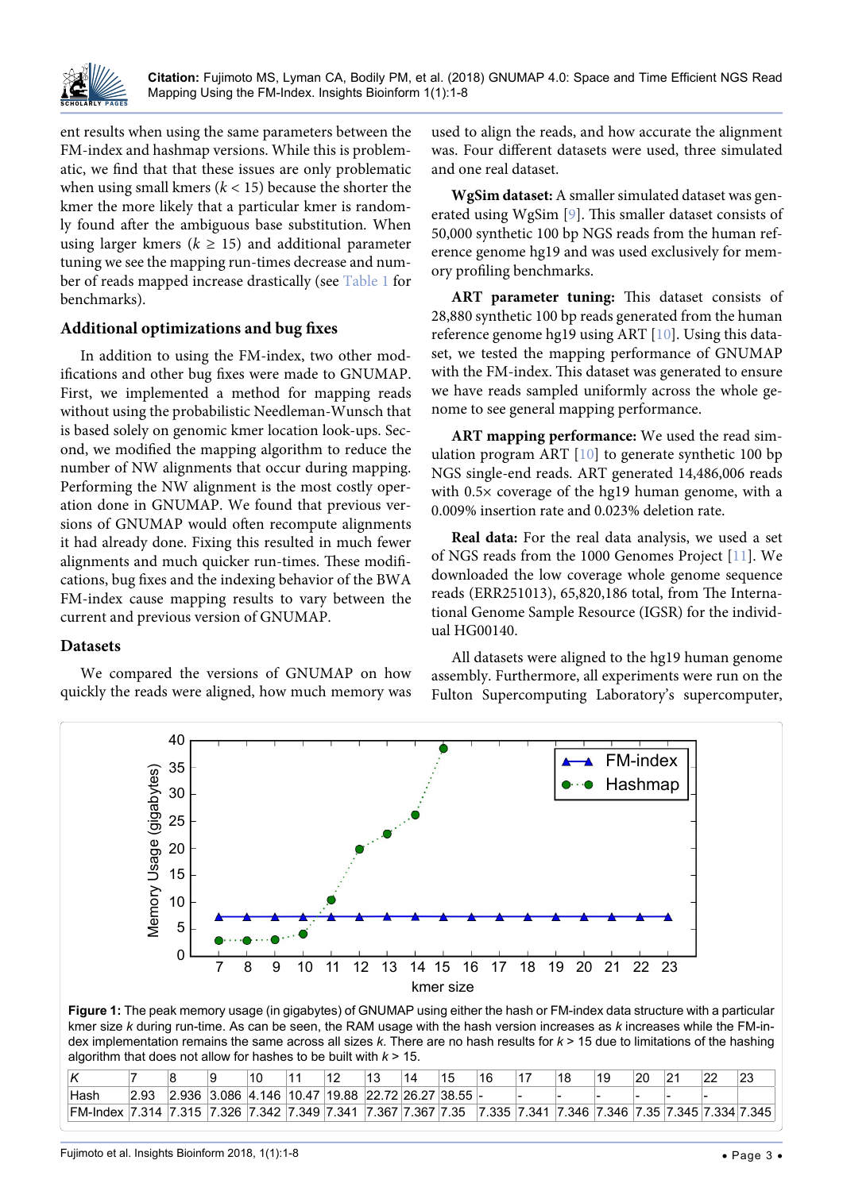ent results when using the same parameters between the FM-index and hashmap versions. While this is problematic, we find that that these issues are only problematic when using small kmers ($k < 15$) because the shorter the kmer the more likely that a particular kmer is randomly found after the ambiguous base substitution. When using larger kmers ($k \geq 15$) and additional parameter tuning we see the mapping run-times decrease and number of reads mapped increase drastically (see Table 1 for benchmarks).

### Additional optimizations and bug fixes

In addition to using the FM-index, two other modifications and other bug fixes were made to GNUMAP. First, we implemented a method for mapping reads without using the probabilistic Needleman-Wunsch that is based solely on genomic kmer location look-ups. Second, we modified the mapping algorithm to reduce the number of NW alignments that occur during mapping. Performing the NW alignment is the most costly operation done in GNUMAP. We found that previous versions of GNUMAP would often recompute alignments it had already done. Fixing this resulted in much fewer alignments and much quicker run-times. These modifications, bug fixes and the indexing behavior of the BWA FM-index cause mapping results to vary between the current and previous version of GNUMAP.

### Datasets

We compared the versions of GNUMAP on how quickly the reads were aligned, how much memory was used to align the reads, and how accurate the alignment was. Four different datasets were used, three simulated and one real dataset.

**WgSim dataset:** A smaller simulated dataset was generated using WgSim [9]. This smaller dataset consists of 50,000 synthetic 100 bp NGS reads from the human reference genome hg19 and was used exclusively for memory profiling benchmarks.

**ART parameter tuning:** This dataset consists of 28,880 synthetic 100 bp reads generated from the human reference genome hg19 using ART [10]. Using this dataset, we tested the mapping performance of GNUMAP with the FM-index. This dataset was generated to ensure we have reads sampled uniformly across the whole genome to see general mapping performance.

**ART mapping performance:** We used the read simulation program ART [10] to generate synthetic 100 bp NGS single-end reads. ART generated 14,486,006 reads with 0.5× coverage of the hg19 human genome, with a 0.009% insertion rate and 0.023% deletion rate.

**Real data:** For the real data analysis, we used a set of NGS reads from the 1000 Genomes Project [11]. We downloaded the low coverage whole genome sequence reads (ERR251013), 65,820,186 total, from The International Genome Sample Resource (IGSR) for the individual HG00140.

All datasets were aligned to the hg19 human genome assembly. Furthermore, all experiments were run on the Fulton Supercomputing Laboratory's supercomputer,

**Figure 1:** The peak memory usage (in gigabytes) of GNUMAP using either the hash or FM-index data structure with a particular kmer size $k$ during run-time. As can be seen, the RAM usage with the hash version increases as $k$ increases while the FM-index implementation remains the same across all sizes $k$. There are no hash results for $k > 15$ due to limitations of the hashing algorithm that does not allow for hashes to be built with $k > 15$.

| K | 7 | 8 | 9 | 10 | 11 | 12 | 13 | 14 | 15 | 16 | 17 | 18 | 19 | 20 | 21 | 22 | 23 |
|---|---|---|---|---|---|---|---|---|---|---|---|---|---|---|---|---|---|
| Hash | 2.93 | 2.936 | 3.086 | 4.146 | 10.47 | 19.88 | 22.72 | 26.27 | 38.55 | - | - | - | - | - | - | - | |
| FM-Index | 7.314 | 7.315 | 7.326 | 7.342 | 7.349 | 7.341 | 7.367 | 7.367 | 7.35 | 7.335 | 7.341 | 7.346 | 7.346 | 7.35 | 7.345 | 7.334 | 7.345 |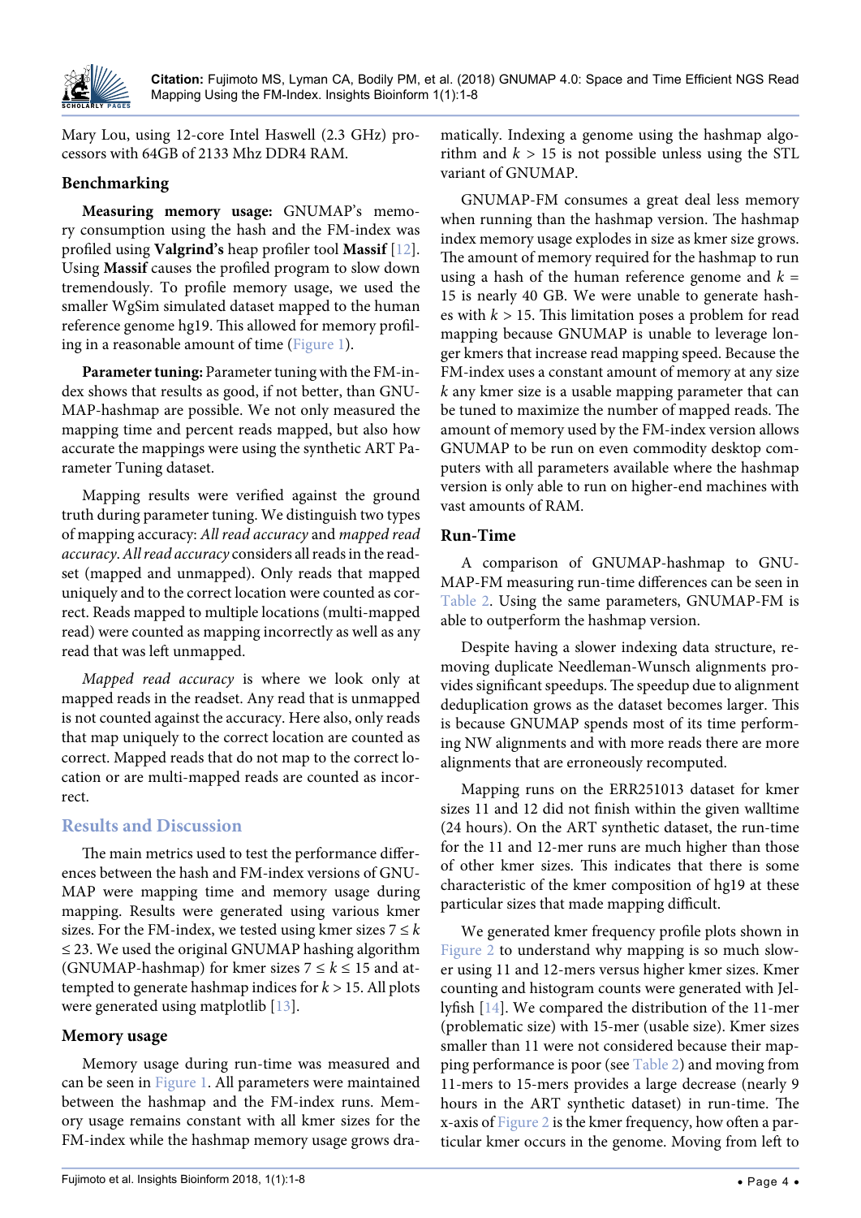Mary Lou, using 12-core Intel Haswell (2.3 GHz) processors with 64GB of 2133 Mhz DDR4 RAM.

### Benchmarking

**Measuring memory usage:** GNUMAP's memory consumption using the hash and the FM-index was profiled using **Valgrind's** heap profiler tool **Massif** [12]. Using **Massif** causes the profiled program to slow down tremendously. To profile memory usage, we used the smaller WgSim simulated dataset mapped to the human reference genome hg19. This allowed for memory profiling in a reasonable amount of time (Figure 1).

**Parameter tuning:** Parameter tuning with the FM-index shows that results as good, if not better, than GNUMAP-hashmap are possible. We not only measured the mapping time and percent reads mapped, but also how accurate the mappings were using the synthetic ART Parameter Tuning dataset.

Mapping results were verified against the ground truth during parameter tuning. We distinguish two types of mapping accuracy: *All read accuracy* and *mapped read accuracy*. *All read accuracy* considers all reads in the readset (mapped and unmapped). Only reads that mapped uniquely and to the correct location were counted as correct. Reads mapped to multiple locations (multi-mapped read) were counted as mapping incorrectly as well as any read that was left unmapped.

*Mapped read accuracy* is where we look only at mapped reads in the readset. Any read that is unmapped is not counted against the accuracy. Here also, only reads that map uniquely to the correct location are counted as correct. Mapped reads that do not map to the correct location or are multi-mapped reads are counted as incorrect.

## Results and Discussion

The main metrics used to test the performance differences between the hash and FM-index versions of GNUMAP were mapping time and memory usage during mapping. Results were generated using various kmer sizes. For the FM-index, we tested using kmer sizes $7 \leq k \leq 23$. We used the original GNUMAP hashing algorithm (GNUMAP-hashmap) for kmer sizes $7 \leq k \leq 15$ and attempted to generate hashmap indices for $k > 15$. All plots were generated using matplotlib [13].

### Memory usage

Memory usage during run-time was measured and can be seen in Figure 1. All parameters were maintained between the hashmap and the FM-index runs. Memory usage remains constant with all kmer sizes for the FM-index while the hashmap memory usage grows dramatically. Indexing a genome using the hashmap algorithm and $k > 15$ is not possible unless using the STL variant of GNUMAP.

GNUMAP-FM consumes a great deal less memory when running than the hashmap version. The hashmap index memory usage explodes in size as kmer size grows. The amount of memory required for the hashmap to run using a hash of the human reference genome and $k = 15$ is nearly 40 GB. We were unable to generate hashes with $k > 15$. This limitation poses a problem for read mapping because GNUMAP is unable to leverage longer kmers that increase read mapping speed. Because the FM-index uses a constant amount of memory at any size $k$ any kmer size is a usable mapping parameter that can be tuned to maximize the number of mapped reads. The amount of memory used by the FM-index version allows GNUMAP to be run on even commodity desktop computers with all parameters available where the hashmap version is only able to run on higher-end machines with vast amounts of RAM.

### Run-Time

A comparison of GNUMAP-hashmap to GNUMAP-FM measuring run-time differences can be seen in Table 2. Using the same parameters, GNUMAP-FM is able to outperform the hashmap version.

Despite having a slower indexing data structure, removing duplicate Needleman-Wunsch alignments provides significant speedups. The speedup due to alignment deduplication grows as the dataset becomes larger. This is because GNUMAP spends most of its time performing NW alignments and with more reads there are more alignments that are erroneously recomputed.

Mapping runs on the ERR251013 dataset for kmer sizes 11 and 12 did not finish within the given walltime (24 hours). On the ART synthetic dataset, the run-time for the 11 and 12-mer runs are much higher than those of other kmer sizes. This indicates that there is some characteristic of the kmer composition of hg19 at these particular sizes that made mapping difficult.

We generated kmer frequency profile plots shown in Figure 2 to understand why mapping is so much slower using 11 and 12-mers versus higher kmer sizes. Kmer counting and histogram counts were generated with Jellyfish [14]. We compared the distribution of the 11-mer (problematic size) with 15-mer (usable size). Kmer sizes smaller than 11 were not considered because their mapping performance is poor (see Table 2) and moving from 11-mers to 15-mers provides a large decrease (nearly 9 hours in the ART synthetic dataset) in run-time. The x-axis of Figure 2 is the kmer frequency, how often a particular kmer occurs in the genome. Moving from left to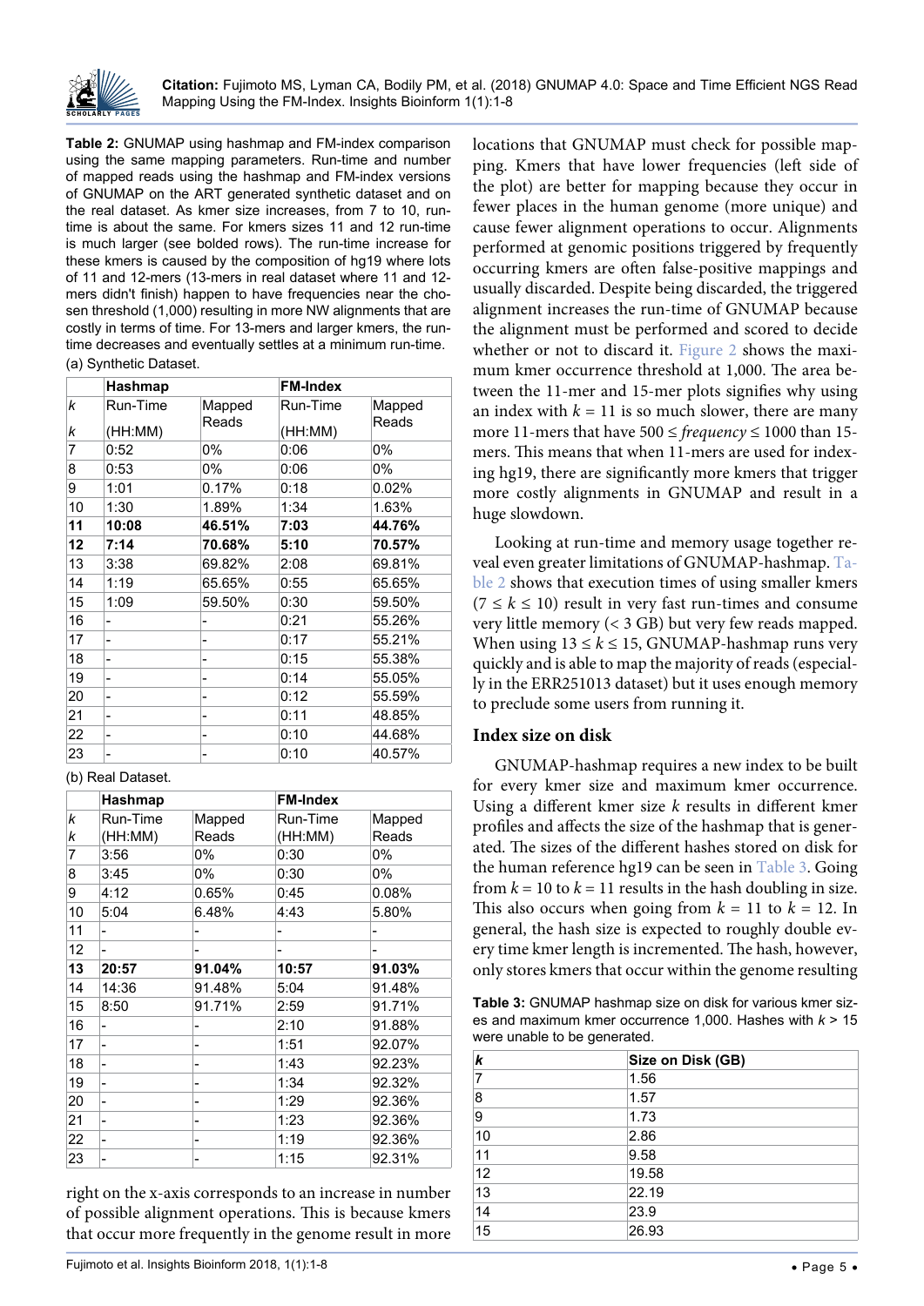**Table 2:** GNUMAP using hashmap and FM-index comparison using the same mapping parameters. Run-time and number of mapped reads using the hashmap and FM-index versions of GNUMAP on the ART generated synthetic dataset and on the real dataset. As kmer size increases, from 7 to 10, run-time is about the same. For kmers sizes 11 and 12 run-time is much larger (see bolded rows). The run-time increase for these kmers is caused by the composition of hg19 where lots of 11 and 12-mers (13-mers in real dataset where 11 and 12-mers didn't finish) happen to have frequencies near the chosen threshold (1,000) resulting in more NW alignments that are costly in terms of time. For 13-mers and larger kmers, the run-time decreases and eventually settles at a minimum run-time.

(a) Synthetic Dataset.

| | Hashmap | | FM-Index | |
|---|---|---|---|---|
| *k* | Run-Time (HH:MM) | Mapped Reads | Run-Time (HH:MM) | Mapped Reads |
| 7 | 0:52 | 0% | 0:06 | 0% |
| 8 | 0:53 | 0% | 0:06 | 0% |
| 9 | 1:01 | 0.17% | 0:18 | 0.02% |
| 10 | 1:30 | 1.89% | 1:34 | 1.63% |
| **11** | **10:08** | **46.51%** | **7:03** | **44.76%** |
| **12** | **7:14** | **70.68%** | **5:10** | **70.57%** |
| 13 | 3:38 | 69.82% | 2:08 | 69.81% |
| 14 | 1:19 | 65.65% | 0:55 | 65.65% |
| 15 | 1:09 | 59.50% | 0:30 | 59.50% |
| 16 | - | - | 0:21 | 55.26% |
| 17 | - | - | 0:17 | 55.21% |
| 18 | - | - | 0:15 | 55.38% |
| 19 | - | - | 0:14 | 55.05% |
| 20 | - | - | 0:12 | 55.59% |
| 21 | - | - | 0:11 | 48.85% |
| 22 | - | - | 0:10 | 44.68% |
| 23 | - | - | 0:10 | 40.57% |

(b) Real Dataset.

| | Hashmap | | FM-Index | |
|---|---|---|---|---|
| *k* | Run-Time (HH:MM) | Mapped Reads | Run-Time (HH:MM) | Mapped Reads |
| 7 | 3:56 | 0% | 0:30 | 0% |
| 8 | 3:45 | 0% | 0:30 | 0% |
| 9 | 4:12 | 0.65% | 0:45 | 0.08% |
| 10 | 5:04 | 6.48% | 4:43 | 5.80% |
| 11 | - | - | - | - |
| 12 | - | - | - | - |
| **13** | **20:57** | **91.04%** | **10:57** | **91.03%** |
| 14 | 14:36 | 91.48% | 5:04 | 91.48% |
| 15 | 8:50 | 91.71% | 2:59 | 91.71% |
| 16 | - | - | 2:10 | 91.88% |
| 17 | - | - | 1:51 | 92.07% |
| 18 | - | - | 1:43 | 92.23% |
| 19 | - | - | 1:34 | 92.32% |
| 20 | - | - | 1:29 | 92.36% |
| 21 | - | - | 1:23 | 92.36% |
| 22 | - | - | 1:19 | 92.36% |
| 23 | - | - | 1:15 | 92.31% |

right on the x-axis corresponds to an increase in number of possible alignment operations. This is because kmers that occur more frequently in the genome result in more locations that GNUMAP must check for possible mapping. Kmers that have lower frequencies (left side of the plot) are better for mapping because they occur in fewer places in the human genome (more unique) and cause fewer alignment operations to occur. Alignments performed at genomic positions triggered by frequently occurring kmers are often false-positive mappings and usually discarded. Despite being discarded, the triggered alignment increases the run-time of GNUMAP because the alignment must be performed and scored to decide whether or not to discard it. Figure 2 shows the maximum kmer occurrence threshold at 1,000. The area between the 11-mer and 15-mer plots signifies why using an index with $k = 11$ is so much slower, there are many more 11-mers that have $500 \leq frequency \leq 1000$ than 15-mers. This means that when 11-mers are used for indexing hg19, there are significantly more kmers that trigger more costly alignments in GNUMAP and result in a huge slowdown.

Looking at run-time and memory usage together reveal even greater limitations of GNUMAP-hashmap. Table 2 shows that execution times of using smaller kmers ($7 \leq k \leq 10$) result in very fast run-times and consume very little memory (< 3 GB) but very few reads mapped. When using $13 \leq k \leq 15$, GNUMAP-hashmap runs very quickly and is able to map the majority of reads (especially in the ERR251013 dataset) but it uses enough memory to preclude some users from running it.

## Index size on disk

GNUMAP-hashmap requires a new index to be built for every kmer size and maximum kmer occurrence. Using a different kmer size $k$ results in different kmer profiles and affects the size of the hashmap that is generated. The sizes of the different hashes stored on disk for the human reference hg19 can be seen in Table 3. Going from $k = 10$ to $k = 11$ results in the hash doubling in size. This also occurs when going from $k = 11$ to $k = 12$. In general, the hash size is expected to roughly double every time kmer length is incremented. The hash, however, only stores kmers that occur within the genome resulting

**Table 3:** GNUMAP hashmap size on disk for various kmer sizes and maximum kmer occurrence 1,000. Hashes with $k > 15$ were unable to be generated.

| *k* | Size on Disk (GB) |
|---|---|
| 7 | 1.56 |
| 8 | 1.57 |
| 9 | 1.73 |
| 10 | 2.86 |
| 11 | 9.58 |
| 12 | 19.58 |
| 13 | 22.19 |
| 14 | 23.9 |
| 15 | 26.93 |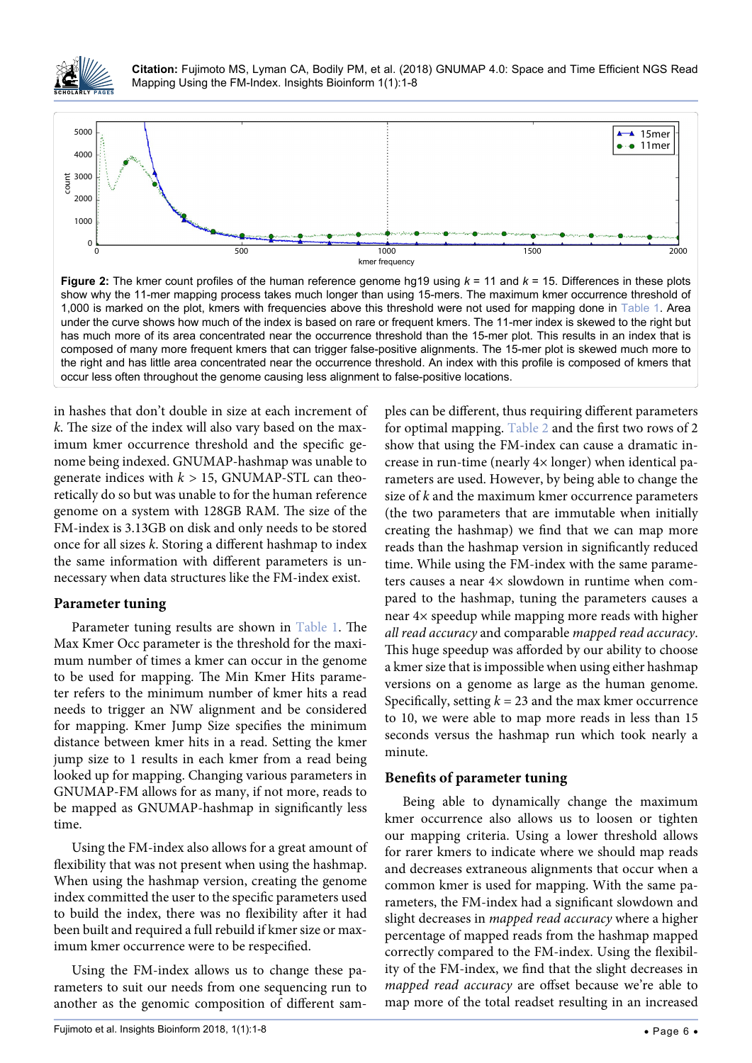**Figure 2:** The kmer count profiles of the human reference genome hg19 using $k$ = 11 and $k$ = 15. Differences in these plots show why the 11-mer mapping process takes much longer than using 15-mers. The maximum kmer occurrence threshold of 1,000 is marked on the plot, kmers with frequencies above this threshold were not used for mapping done in Table 1. Area under the curve shows how much of the index is based on rare or frequent kmers. The 11-mer index is skewed to the right but has much more of its area concentrated near the occurrence threshold than the 15-mer plot. This results in an index that is composed of many more frequent kmers that can trigger false-positive alignments. The 15-mer plot is skewed much more to the right and has little area concentrated near the occurrence threshold. An index with this profile is composed of kmers that occur less often throughout the genome causing less alignment to false-positive locations.

in hashes that don't double in size at each increment of $k$. The size of the index will also vary based on the maximum kmer occurrence threshold and the specific genome being indexed. GNUMAP-hashmap was unable to generate indices with $k$ > 15, GNUMAP-STL can theoretically do so but was unable to for the human reference genome on a system with 128GB RAM. The size of the FM-index is 3.13GB on disk and only needs to be stored once for all sizes $k$. Storing a different hashmap to index the same information with different parameters is unnecessary when data structures like the FM-index exist.

### Parameter tuning

Parameter tuning results are shown in Table 1. The Max Kmer Occ parameter is the threshold for the maximum number of times a kmer can occur in the genome to be used for mapping. The Min Kmer Hits parameter refers to the minimum number of kmer hits a read needs to trigger an NW alignment and be considered for mapping. Kmer Jump Size specifies the minimum distance between kmer hits in a read. Setting the kmer jump size to 1 results in each kmer from a read being looked up for mapping. Changing various parameters in GNUMAP-FM allows for as many, if not more, reads to be mapped as GNUMAP-hashmap in significantly less time.

Using the FM-index also allows for a great amount of flexibility that was not present when using the hashmap. When using the hashmap version, creating the genome index committed the user to the specific parameters used to build the index, there was no flexibility after it had been built and required a full rebuild if kmer size or maximum kmer occurrence were to be respecified.

Using the FM-index allows us to change these parameters to suit our needs from one sequencing run to another as the genomic composition of different samples can be different, thus requiring different parameters for optimal mapping. Table 2 and the first two rows of 2 show that using the FM-index can cause a dramatic increase in run-time (nearly 4× longer) when identical parameters are used. However, by being able to change the size of $k$ and the maximum kmer occurrence parameters (the two parameters that are immutable when initially creating the hashmap) we find that we can map more reads than the hashmap version in significantly reduced time. While using the FM-index with the same parameters causes a near 4× slowdown in runtime when compared to the hashmap, tuning the parameters causes a near 4× speedup while mapping more reads with higher *all read accuracy* and comparable *mapped read accuracy*. This huge speedup was afforded by our ability to choose a kmer size that is impossible when using either hashmap versions on a genome as large as the human genome. Specifically, setting $k$ = 23 and the max kmer occurrence to 10, we were able to map more reads in less than 15 seconds versus the hashmap run which took nearly a minute.

### Benefits of parameter tuning

Being able to dynamically change the maximum kmer occurrence also allows us to loosen or tighten our mapping criteria. Using a lower threshold allows for rarer kmers to indicate where we should map reads and decreases extraneous alignments that occur when a common kmer is used for mapping. With the same parameters, the FM-index had a significant slowdown and slight decreases in *mapped read accuracy* where a higher percentage of mapped reads from the hashmap mapped correctly compared to the FM-index. Using the flexibility of the FM-index, we find that the slight decreases in *mapped read accuracy* are offset because we're able to map more of the total readset resulting in an increased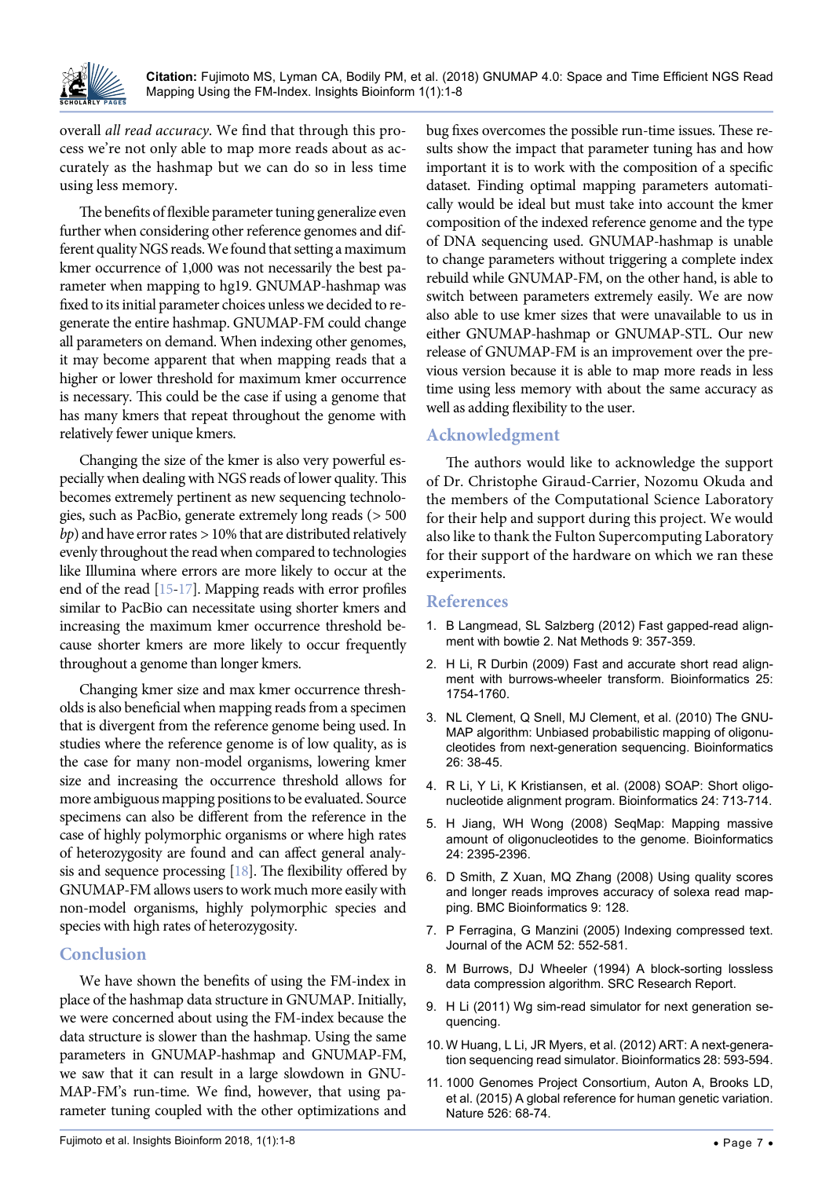overall *all read accuracy*. We find that through this process we're not only able to map more reads about as accurately as the hashmap but we can do so in less time using less memory.

The benefits of flexible parameter tuning generalize even further when considering other reference genomes and different quality NGS reads. We found that setting a maximum kmer occurrence of 1,000 was not necessarily the best parameter when mapping to hg19. GNUMAP-hashmap was fixed to its initial parameter choices unless we decided to regenerate the entire hashmap. GNUMAP-FM could change all parameters on demand. When indexing other genomes, it may become apparent that when mapping reads that a higher or lower threshold for maximum kmer occurrence is necessary. This could be the case if using a genome that has many kmers that repeat throughout the genome with relatively fewer unique kmers.

Changing the size of the kmer is also very powerful especially when dealing with NGS reads of lower quality. This becomes extremely pertinent as new sequencing technologies, such as PacBio, generate extremely long reads (> 500 *bp*) and have error rates > 10% that are distributed relatively evenly throughout the read when compared to technologies like Illumina where errors are more likely to occur at the end of the read [15-17]. Mapping reads with error profiles similar to PacBio can necessitate using shorter kmers and increasing the maximum kmer occurrence threshold because shorter kmers are more likely to occur frequently throughout a genome than longer kmers.

Changing kmer size and max kmer occurrence thresholds is also beneficial when mapping reads from a specimen that is divergent from the reference genome being used. In studies where the reference genome is of low quality, as is the case for many non-model organisms, lowering kmer size and increasing the occurrence threshold allows for more ambiguous mapping positions to be evaluated. Source specimens can also be different from the reference in the case of highly polymorphic organisms or where high rates of heterozygosity are found and can affect general analysis and sequence processing [18]. The flexibility offered by GNUMAP-FM allows users to work much more easily with non-model organisms, highly polymorphic species and species with high rates of heterozygosity.

## Conclusion

We have shown the benefits of using the FM-index in place of the hashmap data structure in GNUMAP. Initially, we were concerned about using the FM-index because the data structure is slower than the hashmap. Using the same parameters in GNUMAP-hashmap and GNUMAP-FM, we saw that it can result in a large slowdown in GNUMAP-FM's run-time. We find, however, that using parameter tuning coupled with the other optimizations and bug fixes overcomes the possible run-time issues. These results show the impact that parameter tuning has and how important it is to work with the composition of a specific dataset. Finding optimal mapping parameters automatically would be ideal but must take into account the kmer composition of the indexed reference genome and the type of DNA sequencing used. GNUMAP-hashmap is unable to change parameters without triggering a complete index rebuild while GNUMAP-FM, on the other hand, is able to switch between parameters extremely easily. We are now also able to use kmer sizes that were unavailable to us in either GNUMAP-hashmap or GNUMAP-STL. Our new release of GNUMAP-FM is an improvement over the previous version because it is able to map more reads in less time using less memory with about the same accuracy as well as adding flexibility to the user.

## Acknowledgment

The authors would like to acknowledge the support of Dr. Christophe Giraud-Carrier, Nozomu Okuda and the members of the Computational Science Laboratory for their help and support during this project. We would also like to thank the Fulton Supercomputing Laboratory for their support of the hardware on which we ran these experiments.

## References

1. B Langmead, SL Salzberg (2012) Fast gapped-read alignment with bowtie 2. Nat Methods 9: 357-359.
2. H Li, R Durbin (2009) Fast and accurate short read alignment with burrows-wheeler transform. Bioinformatics 25: 1754-1760.
3. NL Clement, Q Snell, MJ Clement, et al. (2010) The GNUMAP algorithm: Unbiased probabilistic mapping of oligonucleotides from next-generation sequencing. Bioinformatics 26: 38-45.
4. R Li, Y Li, K Kristiansen, et al. (2008) SOAP: Short oligonucleotide alignment program. Bioinformatics 24: 713-714.
5. H Jiang, WH Wong (2008) SeqMap: Mapping massive amount of oligonucleotides to the genome. Bioinformatics 24: 2395-2396.
6. D Smith, Z Xuan, MQ Zhang (2008) Using quality scores and longer reads improves accuracy of solexa read mapping. BMC Bioinformatics 9: 128.
7. P Ferragina, G Manzini (2005) Indexing compressed text. Journal of the ACM 52: 552-581.
8. M Burrows, DJ Wheeler (1994) A block-sorting lossless data compression algorithm. SRC Research Report.
9. H Li (2011) Wg sim-read simulator for next generation sequencing.
10. W Huang, L Li, JR Myers, et al. (2012) ART: A next-generation sequencing read simulator. Bioinformatics 28: 593-594.
11. 1000 Genomes Project Consortium, Auton A, Brooks LD, et al. (2015) A global reference for human genetic variation. Nature 526: 68-74.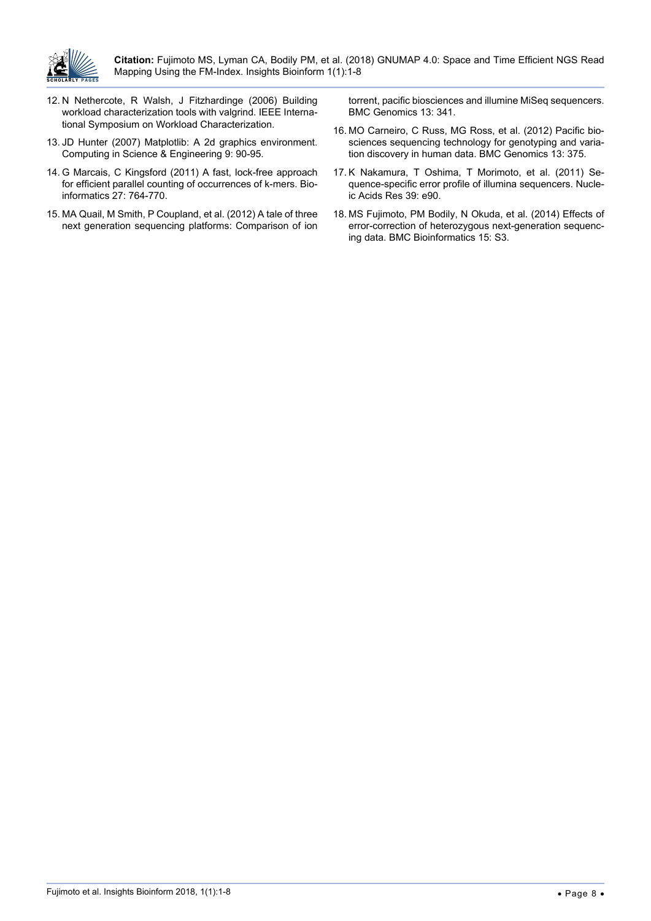12. N Nethercote, R Walsh, J Fitzhardinge (2006) Building workload characterization tools with valgrind. IEEE International Symposium on Workload Characterization.

13. JD Hunter (2007) Matplotlib: A 2d graphics environment. Computing in Science & Engineering 9: 90-95.

14. G Marcais, C Kingsford (2011) A fast, lock-free approach for efficient parallel counting of occurrences of k-mers. Bioinformatics 27: 764-770.

15. MA Quail, M Smith, P Coupland, et al. (2012) A tale of three next generation sequencing platforms: Comparison of ion torrent, pacific biosciences and illumine MiSeq sequencers. BMC Genomics 13: 341.

16. MO Carneiro, C Russ, MG Ross, et al. (2012) Pacific biosciences sequencing technology for genotyping and variation discovery in human data. BMC Genomics 13: 375.

17. K Nakamura, T Oshima, T Morimoto, et al. (2011) Sequence-specific error profile of illumina sequencers. Nucleic Acids Res 39: e90.

18. MS Fujimoto, PM Bodily, N Okuda, et al. (2014) Effects of error-correction of heterozygous next-generation sequencing data. BMC Bioinformatics 15: S3.